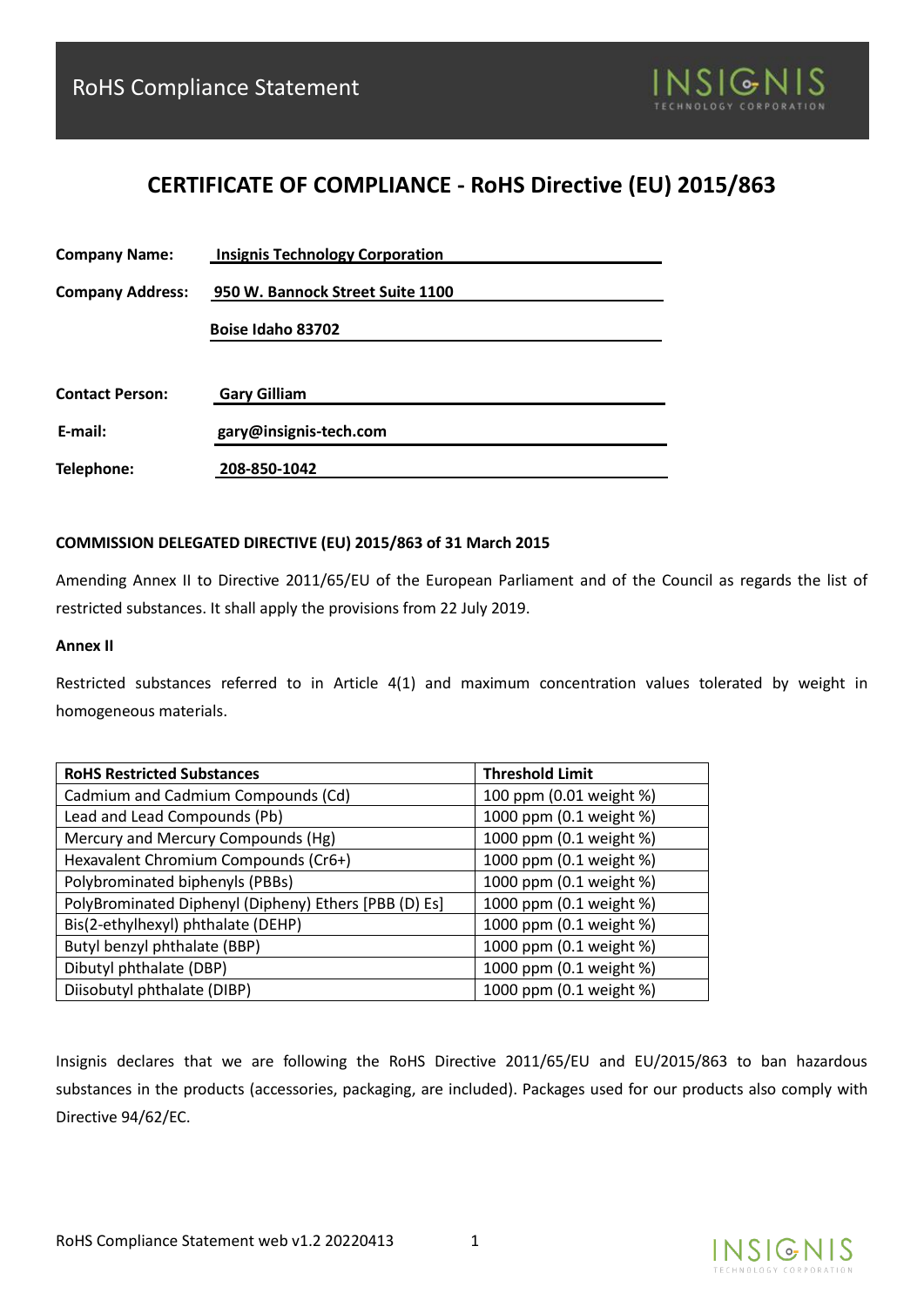RoHS Compliance Statement

# CERTIFICATE OF COMPLIANCE - RoHS Directive (EU) 2015/863

**Company Name:** Insignis Technology Corporation

**Company Address:** 950 W. Bannock Street Suite 1100

Boise Idaho 83702

**Contact Person:** Gary Gilliam

**E-mail:** gary@insignis-tech.com

**Telephone:** 208-850-1042

**COMMISSION DELEGATED DIRECTIVE (EU) 2015/863 of 31 March 2015**

Amending Annex II to Directive 2011/65/EU of the European Parliament and of the Council as regards the list of restricted substances. It shall apply the provisions from 22 July 2019.

**Annex II**

Restricted substances referred to in Article 4(1) and maximum concentration values tolerated by weight in homogeneous materials.

| RoHS Restricted Substances | Threshold Limit |
| --- | --- |
| Cadmium and Cadmium Compounds (Cd) | 100 ppm (0.01 weight %) |
| Lead and Lead Compounds (Pb) | 1000 ppm (0.1 weight %) |
| Mercury and Mercury Compounds (Hg) | 1000 ppm (0.1 weight %) |
| Hexavalent Chromium Compounds (Cr6+) | 1000 ppm (0.1 weight %) |
| Polybrominated biphenyls (PBBs) | 1000 ppm (0.1 weight %) |
| PolyBrominated Diphenyl (Diphey) Ethers [PBB (D) Es] | 1000 ppm (0.1 weight %) |
| Bis(2-ethylhexyl) phthalate (DEHP) | 1000 ppm (0.1 weight %) |
| Butyl benzyl phthalate (BBP) | 1000 ppm (0.1 weight %) |
| Dibutyl phthalate (DBP) | 1000 ppm (0.1 weight %) |
| Diisobutyl phthalate (DIBP) | 1000 ppm (0.1 weight %) |

Insignis declares that we are following the RoHS Directive 2011/65/EU and EU/2015/863 to ban hazardous substances in the products (accessories, packaging, are included). Packages used for our products also comply with Directive 94/62/EC.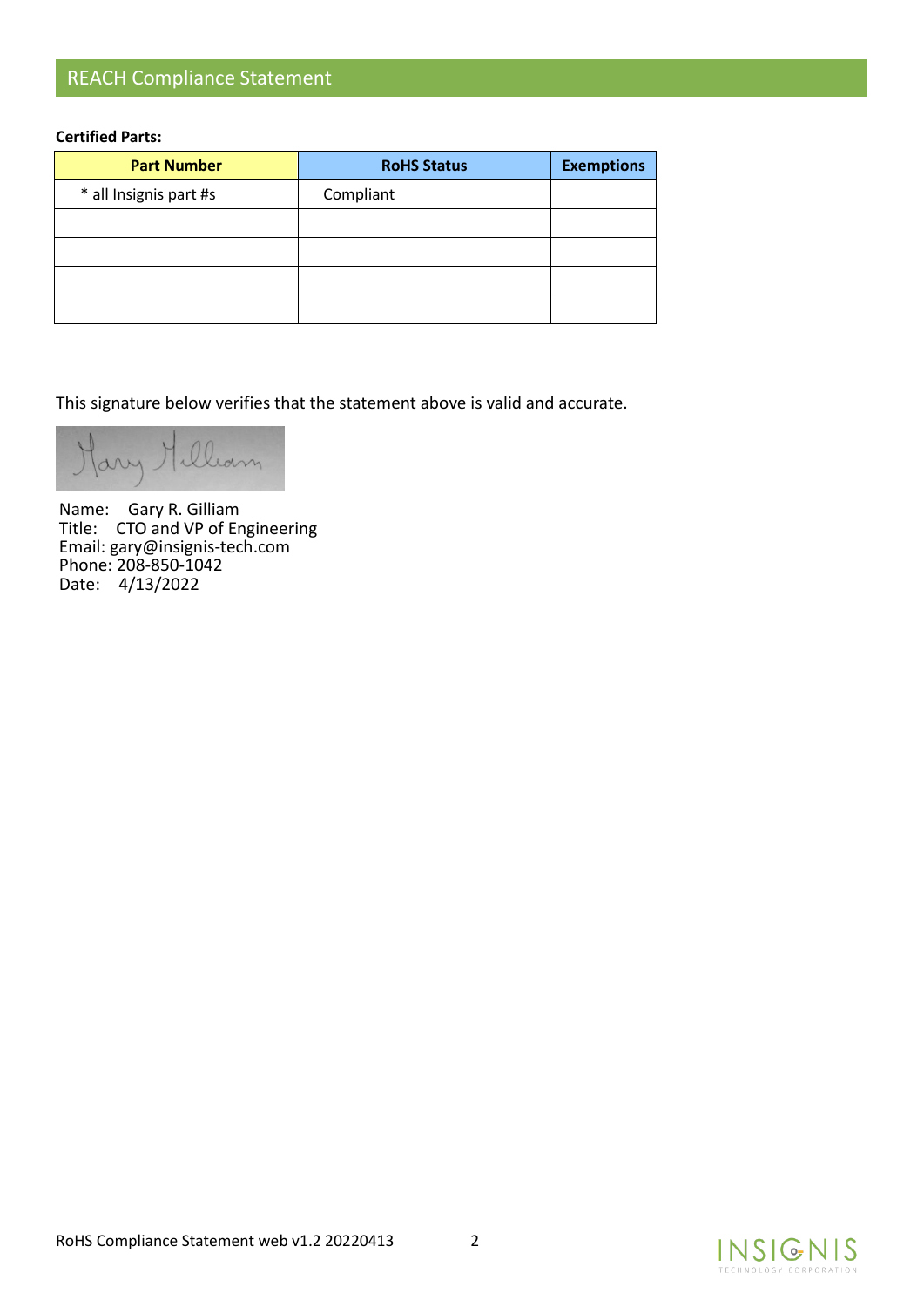## REACH Compliance Statement

**Certified Parts:**

| Part Number | RoHS Status | Exemptions |
|---|---|---|
| * all Insignis part #s | Compliant | |
| | | |
| | | |
| | | |
| | | |

This signature below verifies that the statement above is valid and accurate.

Name: Gary R. Gilliam
Title: CTO and VP of Engineering
Email: gary@insignis-tech.com
Phone: 208-850-1042
Date: 4/13/2022